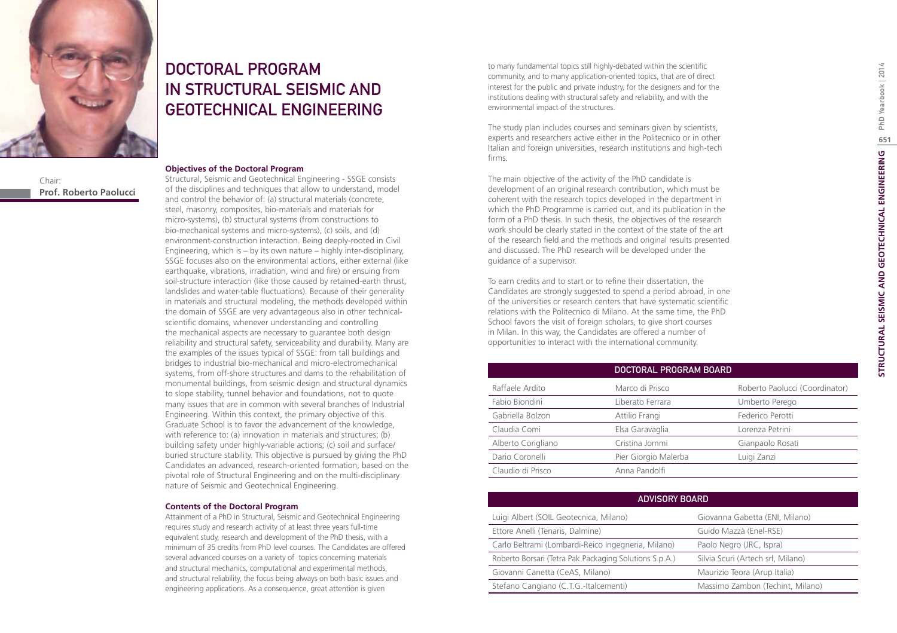# DOCTORAL PROGRAM IN STRUCTURAL SEISMIC AND GEOTECHNICAL ENGINEERING

Chair:
**Prof. Roberto Paolucci**

### Objectives of the Doctoral Program

Structural, Seismic and Geotechnical Engineering - SSGE consists of the disciplines and techniques that allow to understand, model and control the behavior of: (a) structural materials (concrete, steel, masonry, composites, bio-materials and materials for micro-systems), (b) structural systems (from constructions to bio-mechanical systems and micro-systems), (c) soils, and (d) environment-construction interaction. Being deeply-rooted in Civil Engineering, which is – by its own nature – highly inter-disciplinary, SSGE focuses also on the environmental actions, either external (like earthquake, vibrations, irradiation, wind and fire) or ensuing from soil-structure interaction (like those caused by retained-earth thrust, landslides and water-table fluctuations). Because of their generality in materials and structural modeling, the methods developed within the domain of SSGE are very advantageous also in other technical-scientific domains, whenever understanding and controlling the mechanical aspects are necessary to guarantee both design reliability and structural safety, serviceability and durability. Many are the examples of the issues typical of SSGE: from tall buildings and bridges to industrial bio-mechanical and micro-electromechanical systems, from off-shore structures and dams to the rehabilitation of monumental buildings, from seismic design and structural dynamics to slope stability, tunnel behavior and foundations, not to quote many issues that are in common with several branches of Industrial Engineering. Within this context, the primary objective of this Graduate School is to favor the advancement of the knowledge, with reference to: (a) innovation in materials and structures; (b) building safety under highly-variable actions; (c) soil and surface/buried structure stability. This objective is pursued by giving the PhD Candidates an advanced, research-oriented formation, based on the pivotal role of Structural Engineering and on the multi-disciplinary nature of Seismic and Geotechnical Engineering.

### Contents of the Doctoral Program

Attainment of a PhD in Structural, Seismic and Geotechnical Engineering requires study and research activity of at least three years full-time equivalent study, research and development of the PhD thesis, with a minimum of 35 credits from PhD level courses. The Candidates are offered several advanced courses on a variety of topics concerning materials and structural mechanics, computational and experimental methods, and structural reliability, the focus being always on both basic issues and engineering applications. As a consequence, great attention is given to many fundamental topics still highly-debated within the scientific community, and to many application-oriented topics, that are of direct interest for the public and private industry, for the designers and for the institutions dealing with structural safety and reliability, and with the environmental impact of the structures.

The study plan includes courses and seminars given by scientists, experts and researchers active either in the Politecnico or in other Italian and foreign universities, research institutions and high-tech firms.

The main objective of the activity of the PhD candidate is development of an original research contribution, which must be coherent with the research topics developed in the department in which the PhD Programme is carried out, and its publication in the form of a PhD thesis. In such thesis, the objectives of the research work should be clearly stated in the context of the state of the art of the research field and the methods and original results presented and discussed. The PhD research will be developed under the guidance of a supervisor.

To earn credits and to start or to refine their dissertation, the Candidates are strongly suggested to spend a period abroad, in one of the universities or research centers that have systematic scientific relations with the Politecnico di Milano. At the same time, the PhD School favors the visit of foreign scholars, to give short courses in Milan. In this way, the Candidates are offered a number of opportunities to interact with the international community.

| DOCTORAL PROGRAM BOARD | | |
|---|---|---|
| Raffaele Ardito | Marco di Prisco | Roberto Paolucci (Coordinator) |
| Fabio Biondini | Liberato Ferrara | Umberto Perego |
| Gabriella Bolzon | Attilio Frangi | Federico Perotti |
| Claudia Comi | Elsa Garavaglia | Lorenza Petrini |
| Alberto Corigliano | Cristina Jommi | Gianpaolo Rosati |
| Dario Coronelli | Pier Giorgio Malerba | Luigi Zanzi |
| Claudio di Prisco | Anna Pandolfi | |

| ADVISORY BOARD | |
|---|---|
| Luigi Albert (SOIL Geotecnica, Milano) | Giovanna Gabetta (ENI, Milano) |
| Ettore Anelli (Tenaris, Dalmine) | Guido Mazzà (Enel-RSE) |
| Carlo Beltrami (Lombardi-Reico Ingegneria, Milano) | Paolo Negro (JRC, Ispra) |
| Roberto Borsari (Tetra Pak Packaging Solutions S.p.A.) | Silvia Scuri (Artech srl, Milano) |
| Giovanni Canetta (CeAS, Milano) | Maurizio Teora (Arup Italia) |
| Stefano Cangiano (C.T.G.-Italcementi) | Massimo Zambon (Techint, Milano) |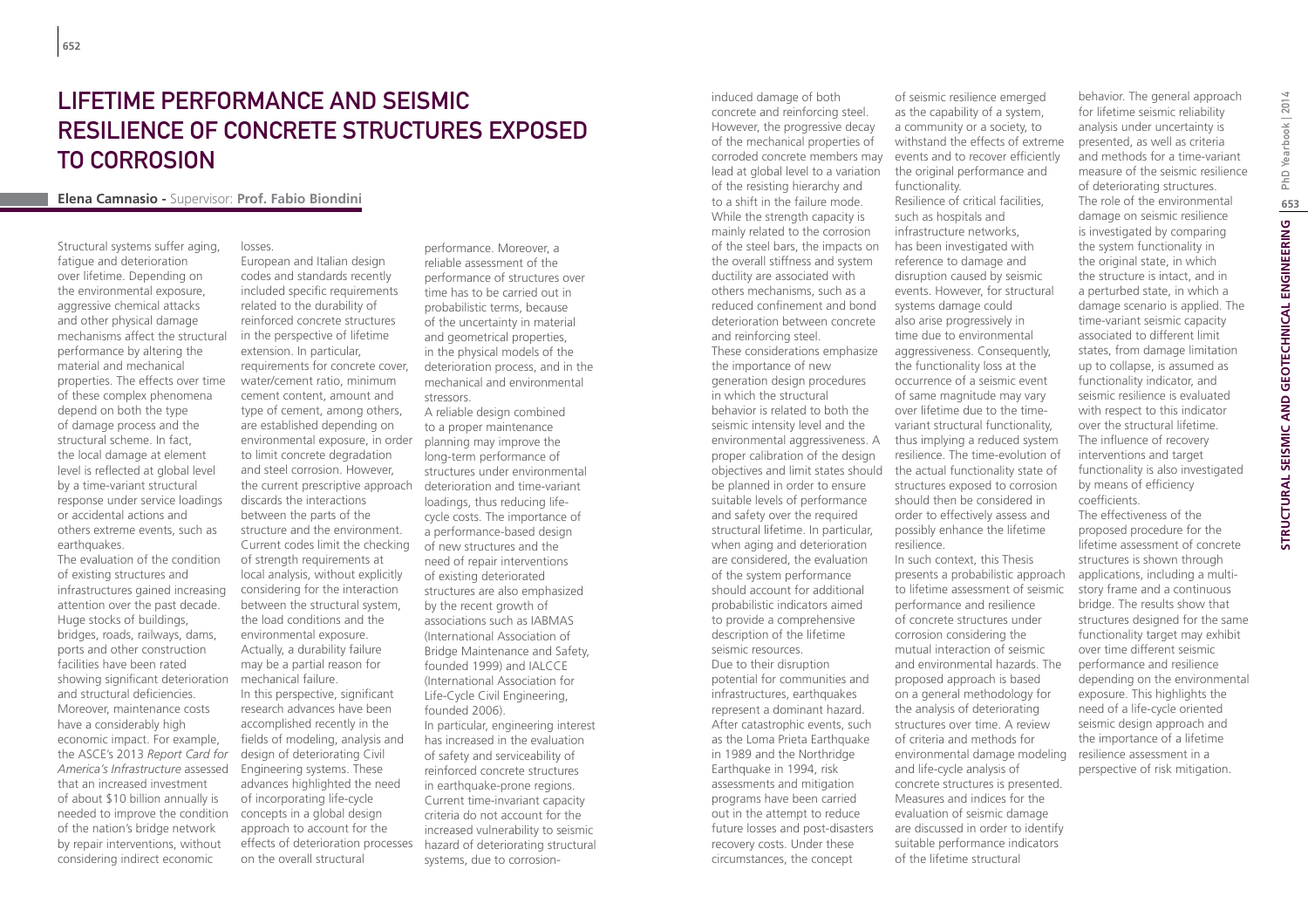# Lifetime Performance and Seismic Resilience of Concrete Structures Exposed to Corrosion

**Elena Camnasio -** Supervisor: **Prof. Fabio Biondini**

Structural systems suffer aging, fatigue and deterioration over lifetime. Depending on the environmental exposure, aggressive chemical attacks and other physical damage mechanisms affect the structural performance by altering the material and mechanical properties. The effects over time of these complex phenomena depend on both the type of damage process and the structural scheme. In fact, the local damage at element level is reflected at global level by a time-variant structural response under service loadings or accidental actions and others extreme events, such as earthquakes.

The evaluation of the condition of existing structures and infrastructures gained increasing attention over the past decade. Huge stocks of buildings, bridges, roads, railways, dams, ports and other construction facilities have been rated showing significant deterioration and structural deficiencies. Moreover, maintenance costs have a considerably high economic impact. For example, the ASCE's 2013 *Report Card for America's Infrastructure* assessed that an increased investment of about $10 billion annually is needed to improve the condition of the nation's bridge network by repair interventions, without considering indirect economic losses.

European and Italian design codes and standards recently included specific requirements related to the durability of reinforced concrete structures in the perspective of lifetime extension. In particular, requirements for concrete cover, water/cement ratio, minimum cement content, amount and type of cement, among others, are established depending on environmental exposure, in order to limit concrete degradation and steel corrosion. However, the current prescriptive approach discards the interactions between the parts of the structure and the environment. Current codes limit the checking of strength requirements at local analysis, without explicitly considering for the interaction between the structural system, the load conditions and the environmental exposure. Actually, a durability failure may be a partial reason for mechanical failure.

In this perspective, significant research advances have been accomplished recently in the fields of modeling, analysis and design of deteriorating Civil Engineering systems. These advances highlighted the need of incorporating life-cycle concepts in a global design approach to account for the effects of deterioration processes on the overall structural performance. Moreover, a reliable assessment of the performance of structures over time has to be carried out in probabilistic terms, because of the uncertainty in material and geometrical properties, in the physical models of the deterioration process, and in the mechanical and environmental stressors.

A reliable design combined to a proper maintenance planning may improve the long-term performance of structures under environmental deterioration and time-variant loadings, thus reducing life-cycle costs. The importance of a performance-based design of new structures and the need of repair interventions of existing deteriorated structures are also emphasized by the recent growth of associations such as IABMAS (International Association of Bridge Maintenance and Safety, founded 1999) and IALCCE (International Association for Life-Cycle Civil Engineering, founded 2006).

In particular, engineering interest has increased in the evaluation of safety and serviceability of reinforced concrete structures in earthquake-prone regions. Current time-invariant capacity criteria do not account for the increased vulnerability to seismic hazard of deteriorating structural systems, due to corrosion-induced damage of both concrete and reinforcing steel. However, the progressive decay of the mechanical properties of corroded concrete members may lead at global level to a variation of the resisting hierarchy and to a shift in the failure mode. While the strength capacity is mainly related to the corrosion of the steel bars, the impacts on the overall stiffness and system ductility are associated with others mechanisms, such as a reduced confinement and bond deterioration between concrete and reinforcing steel.

These considerations emphasize the importance of new generation design procedures in which the structural behavior is related to both the seismic intensity level and the environmental aggressiveness. A proper calibration of the design objectives and limit states should be planned in order to ensure suitable levels of performance and safety over the required structural lifetime. In particular, when aging and deterioration are considered, the evaluation of the system performance should account for additional probabilistic indicators aimed to provide a comprehensive description of the lifetime seismic resources.

Due to their disruption potential for communities and infrastructures, earthquakes represent a dominant hazard. After catastrophic events, such as the Loma Prieta Earthquake in 1989 and the Northridge Earthquake in 1994, risk assessments and mitigation programs have been carried out in the attempt to reduce future losses and post-disasters recovery costs. Under these circumstances, the concept of seismic resilience emerged as the capability of a system, a community or a society, to withstand the effects of extreme events and to recover efficiently the original performance and functionality.

Resilience of critical facilities, such as hospitals and infrastructure networks, has been investigated with reference to damage and disruption caused by seismic events. However, for structural systems damage could also arise progressively in time due to environmental aggressiveness. Consequently, the functionality loss at the occurrence of a seismic event of same magnitude may vary over lifetime due to the time-variant structural functionality, thus implying a reduced system resilience. The time-evolution of the actual functionality state of structures exposed to corrosion should then be considered in order to effectively assess and possibly enhance the lifetime resilience.

In such context, this Thesis presents a probabilistic approach to lifetime assessment of seismic performance and resilience of concrete structures under corrosion considering the mutual interaction of seismic and environmental hazards. The proposed approach is based on a general methodology for the analysis of deteriorating structures over time. A review of criteria and methods for environmental damage modeling and life-cycle analysis of concrete structures is presented. Measures and indices for the evaluation of seismic damage are discussed in order to identify suitable performance indicators of the lifetime structural behavior. The general approach for lifetime seismic reliability analysis under uncertainty is presented, as well as criteria and methods for a time-variant measure of the seismic resilience of deteriorating structures. The role of the environmental damage on seismic resilience is investigated by comparing the system functionality in the original state, in which the structure is intact, and in a perturbed state, in which a damage scenario is applied. The time-variant seismic capacity associated to different limit states, from damage limitation up to collapse, is assumed as functionality indicator, and seismic resilience is evaluated with respect to this indicator over the structural lifetime. The influence of recovery interventions and target functionality is also investigated by means of efficiency coefficients.

The effectiveness of the proposed procedure for the lifetime assessment of concrete structures is shown through applications, including a multi-story frame and a continuous bridge. The results show that structures designed for the same functionality target may exhibit over time different seismic performance and resilience depending on the environmental exposure. This highlights the need of a life-cycle oriented seismic design approach and the importance of a lifetime resilience assessment in a perspective of risk mitigation.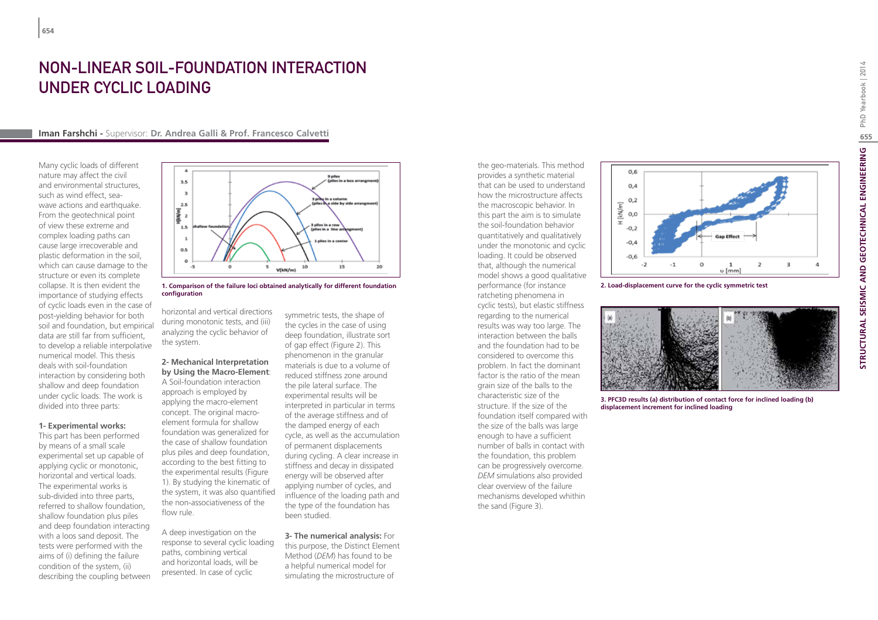# NON-LINEAR SOIL-FOUNDATION INTERACTION UNDER CYCLIC LOADING

**Iman Farshchi -** Supervisor: **Dr. Andrea Galli & Prof. Francesco Calvetti**

Many cyclic loads of different nature may affect the civil and environmental structures, such as wind effect, sea-wave actions and earthquake. From the geotechnical point of view these extreme and complex loading paths can cause large irrecoverable and plastic deformation in the soil, which can cause damage to the structure or even its complete collapse. It is then evident the importance of studying effects of cyclic loads even in the case of post-yielding behavior for both soil and foundation, but empirical data are still far from sufficient, to develop a reliable interpolative numerical model. This thesis deals with soil-foundation interaction by considering both shallow and deep foundation under cyclic loads. The work is divided into three parts:

**1- Experimental works:**
This part has been performed by means of a small scale experimental set up capable of applying cyclic or monotonic, horizontal and vertical loads. The experimental works is sub-divided into three parts, referred to shallow foundation, shallow foundation plus piles and deep foundation interacting with a loos sand deposit. The tests were performed with the aims of (i) defining the failure condition of the system, (ii) describing the coupling between horizontal and vertical directions during monotonic tests, and (iii) analyzing the cyclic behavior of the system.

**1. Comparison of the failure loci obtained analytically for different foundation configuration**

**2- Mechanical Interpretation by Using the Macro-Element**: A Soil-foundation interaction approach is employed by applying the macro-element concept. The original macro-element formula for shallow foundation was generalized for the case of shallow foundation plus piles and deep foundation, according to the best fitting to the experimental results (Figure 1). By studying the kinematic of the system, it was also quantified the non-associativeness of the flow rule.

A deep investigation on the response to several cyclic loading paths, combining vertical and horizontal loads, will be presented. In case of cyclic symmetric tests, the shape of the cycles in the case of using deep foundation, illustrate sort of gap effect (Figure 2). This phenomenon in the granular materials is due to a volume of reduced stiffness zone around the pile lateral surface. The experimental results will be interpreted in particular in terms of the average stiffness and of the damped energy of each cycle, as well as the accumulation of permanent displacements during cycling. A clear increase in stiffness and decay in dissipated energy will be observed after applying number of cycles, and influence of the loading path and the type of the foundation has been studied.

**3- The numerical analysis:** For this purpose, the Distinct Element Method (*DEM*) has found to be a helpful numerical model for simulating the microstructure of the geo-materials. This method provides a synthetic material that can be used to understand how the microstructure affects the macroscopic behavior. In this part the aim is to simulate the soil-foundation behavior quantitatively and qualitatively under the monotonic and cyclic loading. It could be observed that, although the numerical model shows a good qualitative performance (for instance ratcheting phenomena in cyclic tests), but elastic stiffness regarding to the numerical results was way too large. The interaction between the balls and the foundation had to be considered to overcome this problem. In fact the dominant factor is the ratio of the mean grain size of the balls to the characteristic size of the structure. If the size of the foundation itself compared with the size of the balls was large enough to have a sufficient number of balls in contact with the foundation, this problem can be progressively overcome. *DEM* simulations also provided clear overview of the failure mechanisms developed whithin the sand (Figure 3).

**2. Load-displacement curve for the cyclic symmetric test**

**3. PFC3D results (a) distribution of contact force for inclined loading (b) displacement increment for inclined loading**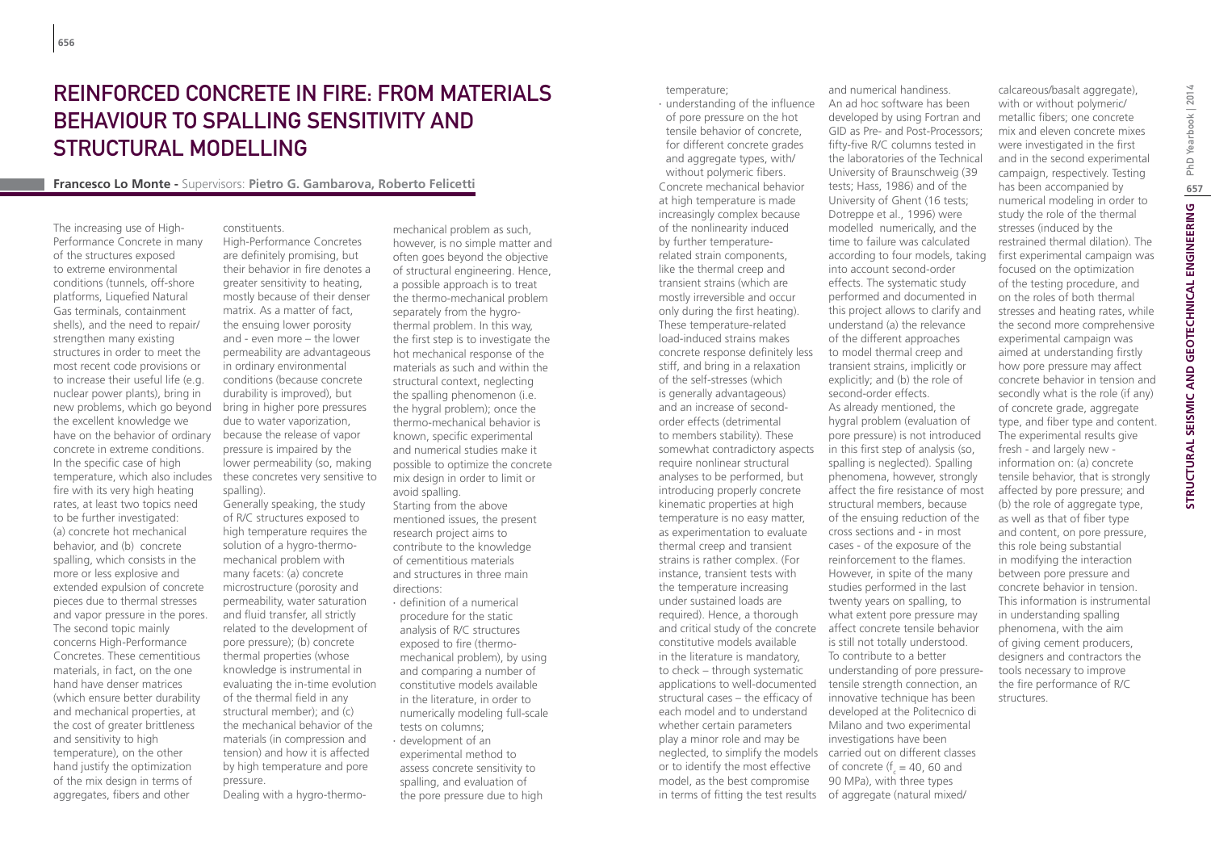# Reinforced Concrete in Fire: from Materials Behaviour to Spalling Sensitivity and Structural Modelling

**Francesco Lo Monte** - Supervisors: **Pietro G. Gambarova, Roberto Felicetti**

The increasing use of High-Performance Concrete in many of the structures exposed to extreme environmental conditions (tunnels, off-shore platforms, Liquefied Natural Gas terminals, containment shells), and the need to repair/strengthen many existing structures in order to meet the most recent code provisions or to increase their useful life (e.g. nuclear power plants), bring in new problems, which go beyond the excellent knowledge we have on the behavior of ordinary concrete in extreme conditions. In the specific case of high temperature, which also includes fire with its very high heating rates, at least two topics need to be further investigated: (a) concrete hot mechanical behavior, and (b) concrete spalling, which consists in the more or less explosive and extended expulsion of concrete pieces due to thermal stresses and vapor pressure in the pores. The second topic mainly concerns High-Performance Concretes. These cementitious materials, in fact, on the one hand have denser matrices (which ensure better durability and mechanical properties, at the cost of greater brittleness and sensitivity to high temperature), on the other hand justify the optimization of the mix design in terms of aggregates, fibers and other constituents.

High-Performance Concretes are definitely promising, but their behavior in fire denotes a greater sensitivity to heating, mostly because of their denser matrix. As a matter of fact, the ensuing lower porosity and - even more – the lower permeability are advantageous in ordinary environmental conditions (because concrete durability is improved), but bring in higher pore pressures due to water vaporization, because the release of vapor pressure is impaired by the lower permeability (so, making these concretes very sensitive to spalling).

Generally speaking, the study of R/C structures exposed to high temperature requires the solution of a hygro-thermo-mechanical problem with many facets: (a) concrete microstructure (porosity and permeability, water saturation and fluid transfer, all strictly related to the development of pore pressure); (b) concrete thermal properties (whose knowledge is instrumental in evaluating the in-time evolution of the thermal field in any structural member); and (c) the mechanical behavior of the materials (in compression and tension) and how it is affected by high temperature and pore pressure.

Dealing with a hygro-thermo-mechanical problem as such, however, is no simple matter and often goes beyond the objective of structural engineering. Hence, a possible approach is to treat the thermo-mechanical problem separately from the hygro-thermal problem. In this way, the first step is to investigate the hot mechanical response of the materials as such and within the structural context, neglecting the spalling phenomenon (i.e. the hygral problem); once the thermo-mechanical behavior is known, specific experimental and numerical studies make it possible to optimize the concrete mix design in order to limit or avoid spalling.

Starting from the above mentioned issues, the present research project aims to contribute to the knowledge of cementitious materials and structures in three main directions:

- definition of a numerical procedure for the static analysis of R/C structures exposed to fire (thermo-mechanical problem), by using and comparing a number of constitutive models available in the literature, in order to numerically modeling full-scale tests on columns;
- development of an experimental method to assess concrete sensitivity to spalling, and evaluation of the pore pressure due to high temperature;
- understanding of the influence of pore pressure on the hot tensile behavior of concrete, for different concrete grades and aggregate types, with/without polymeric fibers.

Concrete mechanical behavior at high temperature is made increasingly complex because of the nonlinearity induced by further temperature-related strain components, like the thermal creep and transient strains (which are mostly irreversible and occur only during the first heating). These temperature-related load-induced strains makes concrete response definitely less stiff, and bring in a relaxation of the self-stresses (which is generally advantageous) and an increase of second-order effects (detrimental to members stability). These somewhat contradictory aspects require nonlinear structural analyses to be performed, but introducing properly concrete kinematic properties at high temperature is no easy matter, as experimentation to evaluate thermal creep and transient strains is rather complex. (For instance, transient tests with the temperature increasing under sustained loads are required). Hence, a thorough and critical study of the concrete constitutive models available in the literature is mandatory, to check – through systematic applications to well-documented structural cases – the efficacy of each model and to understand whether certain parameters play a minor role and may be neglected, to simplify the models or to identify the most effective model, as the best compromise in terms of fitting the test results and numerical handiness.

An ad hoc software has been developed by using Fortran and GID as Pre- and Post-Processors; fifty-five R/C columns tested in the laboratories of the Technical University of Braunschweig (39 tests; Hass, 1986) and of the University of Ghent (16 tests; Dotreppe et al., 1996) were modelled numerically, and the time to failure was calculated according to four models, taking into account second-order effects. The systematic study performed and documented in this project allows to clarify and understand (a) the relevance of the different approaches to model thermal creep and transient strains, implicitly or explicitly; and (b) the role of second-order effects.

As already mentioned, the hygral problem (evaluation of pore pressure) is not introduced in this first step of analysis (so, spalling is neglected). Spalling phenomena, however, strongly affect the fire resistance of most structural members, because of the ensuing reduction of the cross sections and - in most cases - of the exposure of the reinforcement to the flames. However, in spite of the many studies performed in the last twenty years on spalling, to what extent pore pressure may affect concrete tensile behavior is still not totally understood. To contribute to a better understanding of pore pressure-tensile strength connection, an innovative technique has been developed at the Politecnico di Milano and two experimental investigations have been carried out on different classes of concrete ($f_c$ = 40, 60 and 90 MPa), with three types of aggregate (natural mixed/calcareous/basalt aggregate), with or without polymeric/metallic fibers; one concrete mix and eleven concrete mixes were investigated in the first and in the second experimental campaign, respectively. Testing has been accompanied by numerical modeling in order to study the role of the thermal stresses (induced by the restrained thermal dilation). The first experimental campaign was focused on the optimization of the testing procedure, and on the roles of both thermal stresses and heating rates, while the second more comprehensive experimental campaign was aimed at understanding firstly how pore pressure may affect concrete behavior in tension and secondly what is the role (if any) of concrete grade, aggregate type, and fiber type and content. The experimental results give fresh - and largely new - information on: (a) concrete tensile behavior, that is strongly affected by pore pressure; and (b) the role of aggregate type, as well as that of fiber type and content, on pore pressure, this role being substantial in modifying the interaction between pore pressure and concrete behavior in tension. This information is instrumental in understanding spalling phenomena, with the aim of giving cement producers, designers and contractors the tools necessary to improve the fire performance of R/C structures.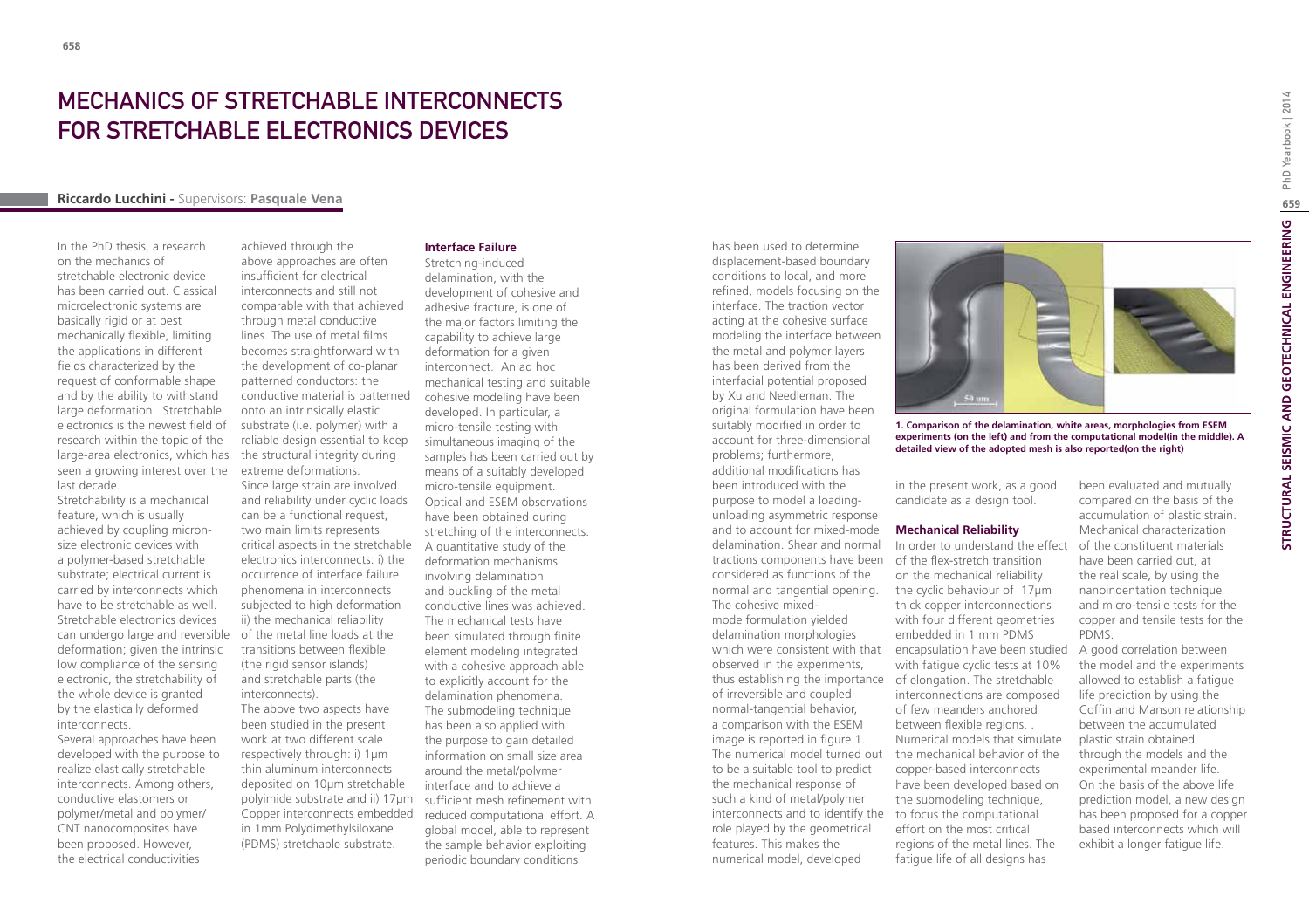# MECHANICS OF STRETCHABLE INTERCONNECTS FOR STRETCHABLE ELECTRONICS DEVICES

**Riccardo Lucchini -** Supervisors: **Pasquale Vena**

In the PhD thesis, a research on the mechanics of stretchable electronic device has been carried out. Classical microelectronic systems are basically rigid or at best mechanically flexible, limiting the applications in different fields characterized by the request of conformable shape and by the ability to withstand large deformation. Stretchable electronics is the newest field of research within the topic of the large-area electronics, which has seen a growing interest over the last decade.

Stretchability is a mechanical feature, which is usually achieved by coupling micron-size electronic devices with a polymer-based stretchable substrate; electrical current is carried by interconnects which have to be stretchable as well. Stretchable electronics devices can undergo large and reversible deformation; given the intrinsic low compliance of the sensing electronic, the stretchability of the whole device is granted by the elastically deformed interconnects.

Several approaches have been developed with the purpose to realize elastically stretchable interconnects. Among others, conductive elastomers or polymer/metal and polymer/CNT nanocomposites have been proposed. However, the electrical conductivities achieved through the above approaches are often insufficient for electrical interconnects and still not comparable with that achieved through metal conductive lines. The use of metal films becomes straightforward with the development of co-planar patterned conductors: the conductive material is patterned onto an intrinsically elastic substrate (i.e. polymer) with a reliable design essential to keep the structural integrity during extreme deformations.

Since large strain are involved and reliability under cyclic loads can be a functional request, two main limits represents critical aspects in the stretchable electronics interconnects: i) the occurrence of interface failure phenomena in interconnects subjected to high deformation ii) the mechanical reliability of the metal line loads at the transitions between flexible (the rigid sensor islands) and stretchable parts (the interconnects).

The above two aspects have been studied in the present work at two different scale respectively through: i) 1µm thin aluminum interconnects deposited on 10µm stretchable polyimide substrate and ii) 17µm Copper interconnects embedded in 1mm Polydimethylsiloxane (PDMS) stretchable substrate.

**Interface Failure**

Stretching-induced delamination, with the development of cohesive and adhesive fracture, is one of the major factors limiting the capability to achieve large deformation for a given interconnect. An ad hoc mechanical testing and suitable cohesive modeling have been developed. In particular, a micro-tensile testing with simultaneous imaging of the samples has been carried out by means of a suitably developed micro-tensile equipment. Optical and ESEM observations have been obtained during stretching of the interconnects. A quantitative study of the deformation mechanisms involving delamination and buckling of the metal conductive lines was achieved. The mechanical tests have been simulated through finite element modeling integrated with a cohesive approach able to explicitly account for the delamination phenomena. The submodeling technique has been also applied with the purpose to gain detailed information on small size area around the metal/polymer interface and to achieve a sufficient mesh refinement with reduced computational effort. A global model, able to represent the sample behavior exploiting periodic boundary conditions has been used to determine displacement-based boundary conditions to local, and more refined, models focusing on the interface. The traction vector acting at the cohesive surface modeling the interface between the metal and polymer layers has been derived from the interfacial potential proposed by Xu and Needleman. The original formulation have been suitably modified in order to account for three-dimensional problems; furthermore, additional modifications has been introduced with the purpose to model a loading-unloading asymmetric response and to account for mixed-mode delamination. Shear and normal tractions components have been considered as functions of the normal and tangential opening. The cohesive mixed-mode formulation yielded delamination morphologies which were consistent with that observed in the experiments, thus establishing the importance of irreversible and coupled normal-tangential behavior, a comparison with the ESEM image is reported in figure 1. The numerical model turned out to be a suitable tool to predict the mechanical response of such a kind of metal/polymer interconnects and to identify the role played by the geometrical features. This makes the numerical model, developed in the present work, as a good candidate as a design tool.

**1. Comparison of the delamination, white areas, morphologies from ESEM experiments (on the left) and from the computational model(in the middle). A detailed view of the adopted mesh is also reported(on the right)**

**Mechanical Reliability**

In order to understand the effect of the flex-stretch transition on the mechanical reliability the cyclic behaviour of 17µm thick copper interconnections with four different geometries embedded in 1 mm PDMS encapsulation have been studied with fatigue cyclic tests at 10% of elongation. The stretchable interconnections are composed of few meanders anchored between flexible regions. . Numerical models that simulate the mechanical behavior of the copper-based interconnects have been developed based on the submodeling technique, to focus the computational effort on the most critical regions of the metal lines. The fatigue life of all designs has been evaluated and mutually compared on the basis of the accumulation of plastic strain. Mechanical characterization of the constituent materials have been carried out, at the real scale, by using the nanoindentation technique and micro-tensile tests for the copper and tensile tests for the PDMS.

A good correlation between the model and the experiments allowed to establish a fatigue life prediction by using the Coffin and Manson relationship between the accumulated plastic strain obtained through the models and the experimental meander life. On the basis of the above life prediction model, a new design has been proposed for a copper based interconnects which will exhibit a longer fatigue life.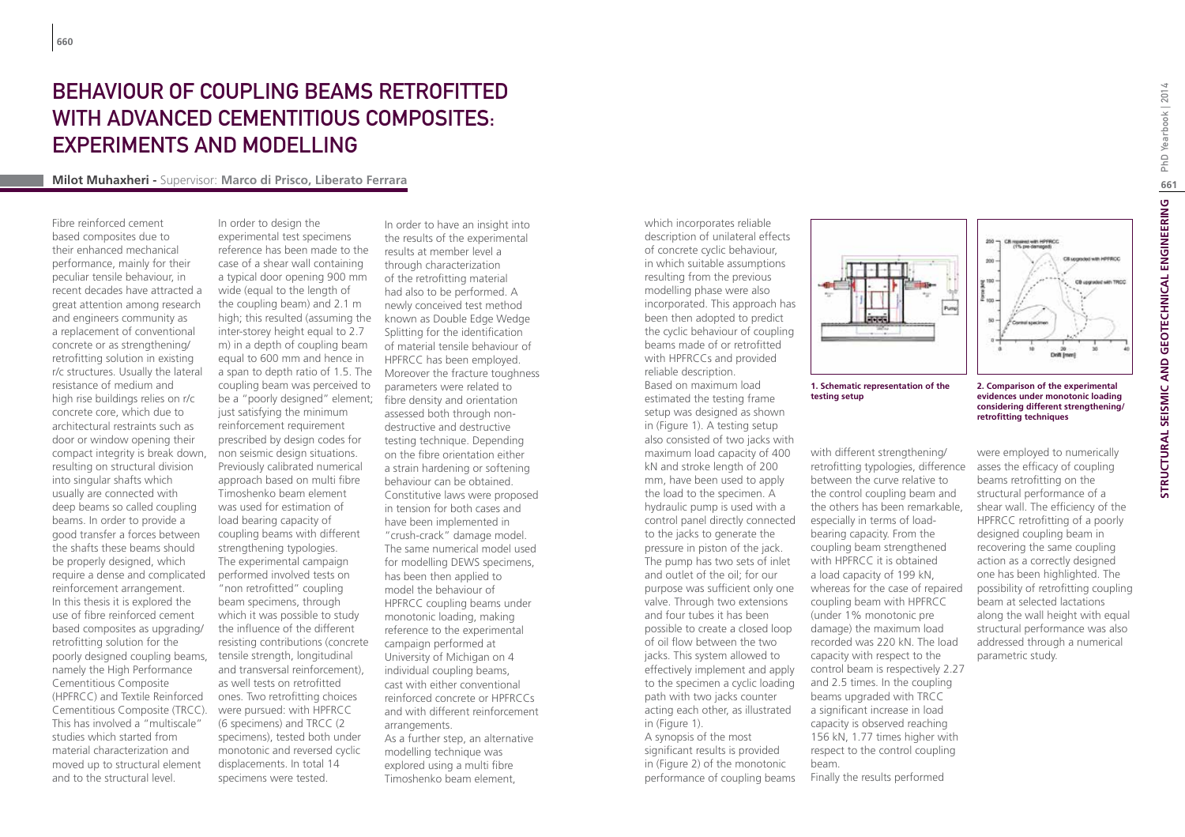# BEHAVIOUR OF COUPLING BEAMS RETROFITTED WITH ADVANCED CEMENTITIOUS COMPOSITES: EXPERIMENTS AND MODELLING

**Milot Muhaxheri** - Supervisor: **Marco di Prisco, Liberato Ferrara**

Fibre reinforced cement based composites due to their enhanced mechanical performance, mainly for their peculiar tensile behaviour, in recent decades have attracted a great attention among research and engineers community as a replacement of conventional concrete or as strengthening/ retrofitting solution in existing r/c structures. Usually the lateral resistance of medium and high rise buildings relies on r/c concrete core, which due to architectural restraints such as door or window opening their compact integrity is break down, resulting on structural division into singular shafts which usually are connected with deep beams so called coupling beams. In order to provide a good transfer a forces between the shafts these beams should be properly designed, which require a dense and complicated reinforcement arrangement. In this thesis it is explored the use of fibre reinforced cement based composites as upgrading/ retrofitting solution for the poorly designed coupling beams, namely the High Performance Cementitious Composite (HPFRCC) and Textile Reinforced Cementitious Composite (TRCC). This has involved a "multiscale" studies which started from material characterization and moved up to structural element and to the structural level.

In order to design the experimental test specimens reference has been made to the case of a shear wall containing a typical door opening 900 mm wide (equal to the length of the coupling beam) and 2.1 m high; this resulted (assuming the inter-storey height equal to 2.7 m) in a depth of coupling beam equal to 600 mm and hence in a span to depth ratio of 1.5. The coupling beam was perceived to be a "poorly designed" element; just satisfying the minimum reinforcement requirement prescribed by design codes for non seismic design situations. Previously calibrated numerical approach based on multi fibre Timoshenko beam element was used for estimation of load bearing capacity of coupling beams with different strengthening typologies. The experimental campaign performed involved tests on "non retrofitted" coupling beam specimens, through which it was possible to study the influence of the different resisting contributions (concrete tensile strength, longitudinal and transversal reinforcement), as well tests on retrofitted ones. Two retrofitting choices were pursued: with HPFRCC (6 specimens) and TRCC (2 specimens), tested both under monotonic and reversed cyclic displacements. In total 14 specimens were tested.

In order to have an insight into the results of the experimental results at member level a through characterization of the retrofitting material had also to be performed. A newly conceived test method known as Double Edge Wedge Splitting for the identification of material tensile behaviour of HPFRCC has been employed. Moreover the fracture toughness parameters were related to fibre density and orientation assessed both through non-destructive and destructive testing technique. Depending on the fibre orientation either a strain hardening or softening behaviour can be obtained. Constitutive laws were proposed in tension for both cases and have been implemented in "crush-crack" damage model. The same numerical model used for modelling DEWS specimens, has been then applied to model the behaviour of HPFRCC coupling beams under monotonic loading, making reference to the experimental campaign performed at University of Michigan on 4 individual coupling beams, cast with either conventional reinforced concrete or HPFRCCs and with different reinforcement arrangements.

As a further step, an alternative modelling technique was explored using a multi fibre Timoshenko beam element, which incorporates reliable description of unilateral effects of concrete cyclic behaviour, in which suitable assumptions resulting from the previous modelling phase were also incorporated. This approach has been then adopted to predict the cyclic behaviour of coupling beams made of or retrofitted with HPFRCCs and provided reliable description.

Based on maximum load estimated the testing frame setup was designed as shown in (Figure 1). A testing setup also consisted of two jacks with maximum load capacity of 400 kN and stroke length of 200 mm, have been used to apply the load to the specimen. A hydraulic pump is used with a control panel directly connected to the jacks to generate the pressure in piston of the jack. The pump has two sets of inlet and outlet of the oil; for our purpose was sufficient only one valve. Through two extensions and four tubes it has been possible to create a closed loop of oil flow between the two jacks. This system allowed to effectively implement and apply to the specimen a cyclic loading path with two jacks counter acting each other, as illustrated in (Figure 1).

**1. Schematic representation of the testing setup**

**2. Comparison of the experimental evidences under monotonic loading considering different strengthening/ retrofitting techniques**

A synopsis of the most significant results is provided in (Figure 2) of the monotonic performance of coupling beams with different strengthening/ retrofitting typologies, difference between the curve relative to the control coupling beam and the others has been remarkable, especially in terms of load-bearing capacity. From the coupling beam strengthened with HPFRCC it is obtained a load capacity of 199 kN, whereas for the case of repaired coupling beam with HPFRCC (under 1% monotonic pre damage) the maximum load recorded was 220 kN. The load capacity with respect to the control beam is respectively 2.27 and 2.5 times. In the coupling beams upgraded with TRCC a significant increase in load capacity is observed reaching 156 kN, 1.77 times higher with respect to the control coupling beam.

Finally the results performed were employed to numerically asses the efficacy of coupling beams retrofitting on the structural performance of a shear wall. The efficiency of the HPFRCC retrofitting of a poorly designed coupling beam in recovering the same coupling action as a correctly designed one has been highlighted. The possibility of retrofitting coupling beam at selected lactations along the wall height with equal structural performance was also addressed through a numerical parametric study.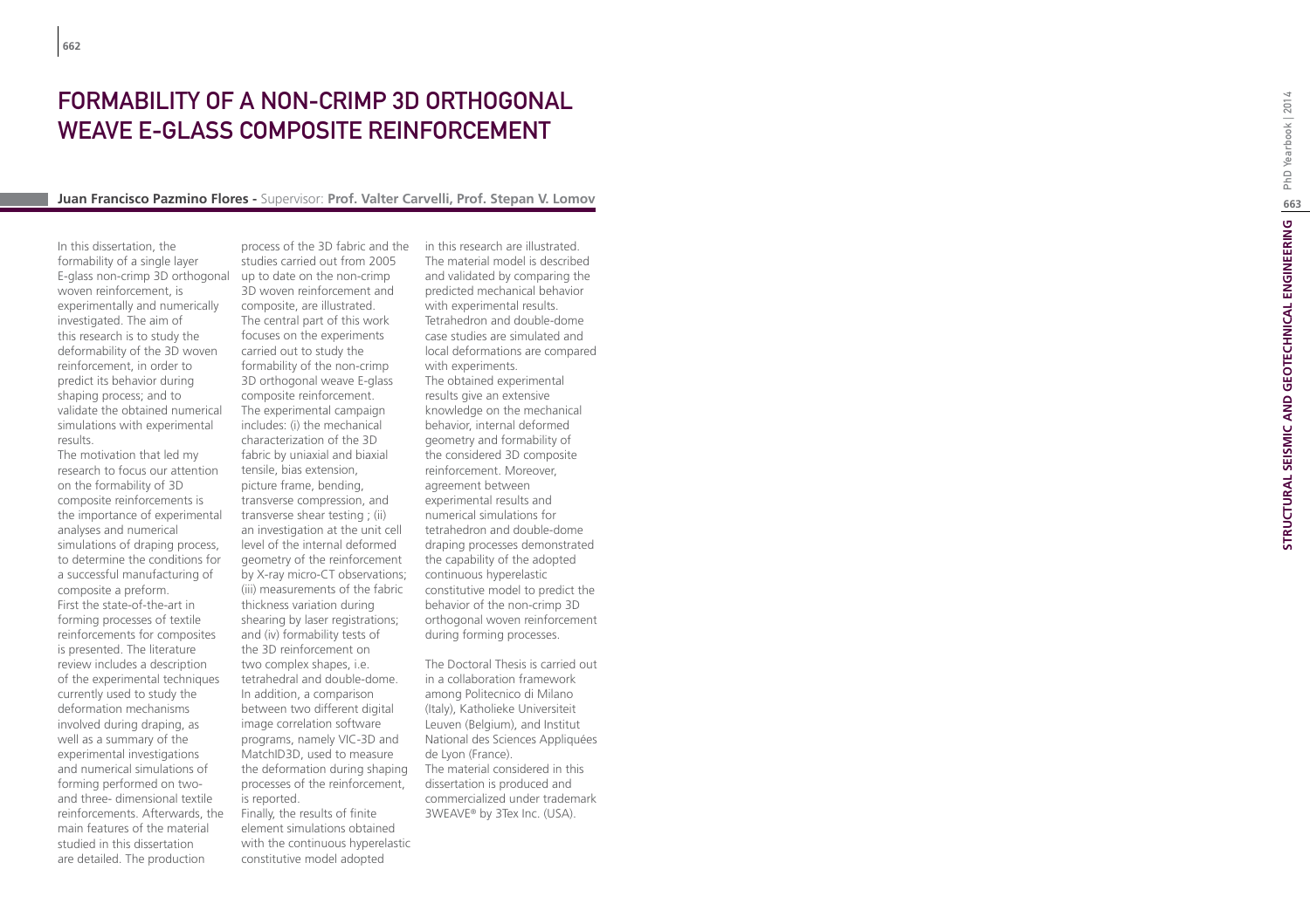# FORMABILITY OF A NON-CRIMP 3D ORTHOGONAL WEAVE E-GLASS COMPOSITE REINFORCEMENT

**Juan Francisco Pazmino Flores -** Supervisor: **Prof. Valter Carvelli, Prof. Stepan V. Lomov**

In this dissertation, the formability of a single layer E-glass non-crimp 3D orthogonal woven reinforcement, is experimentally and numerically investigated. The aim of this research is to study the deformability of the 3D woven reinforcement, in order to predict its behavior during shaping process; and to validate the obtained numerical simulations with experimental results.

The motivation that led my research to focus our attention on the formability of 3D composite reinforcements is the importance of experimental analyses and numerical simulations of draping process, to determine the conditions for a successful manufacturing of composite a preform.

First the state-of-the-art in forming processes of textile reinforcements for composites is presented. The literature review includes a description of the experimental techniques currently used to study the deformation mechanisms involved during draping, as well as a summary of the experimental investigations and numerical simulations of forming performed on two- and three- dimensional textile reinforcements. Afterwards, the main features of the material studied in this dissertation are detailed. The production process of the 3D fabric and the studies carried out from 2005 up to date on the non-crimp 3D woven reinforcement and composite, are illustrated.

The central part of this work focuses on the experiments carried out to study the formability of the non-crimp 3D orthogonal weave E-glass composite reinforcement. The experimental campaign includes: (i) the mechanical characterization of the 3D fabric by uniaxial and biaxial tensile, bias extension, picture frame, bending, transverse compression, and transverse shear testing ; (ii) an investigation at the unit cell level of the internal deformed geometry of the reinforcement by X-ray micro-CT observations; (iii) measurements of the fabric thickness variation during shearing by laser registrations; and (iv) formability tests of the 3D reinforcement on two complex shapes, i.e. tetrahedral and double-dome. In addition, a comparison between two different digital image correlation software programs, namely VIC-3D and MatchID3D, used to measure the deformation during shaping processes of the reinforcement, is reported.

Finally, the results of finite element simulations obtained with the continuous hyperelastic constitutive model adopted in this research are illustrated. The material model is described and validated by comparing the predicted mechanical behavior with experimental results. Tetrahedron and double-dome case studies are simulated and local deformations are compared with experiments.

The obtained experimental results give an extensive knowledge on the mechanical behavior, internal deformed geometry and formability of the considered 3D composite reinforcement. Moreover, agreement between experimental results and numerical simulations for tetrahedron and double-dome draping processes demonstrated the capability of the adopted continuous hyperelastic constitutive model to predict the behavior of the non-crimp 3D orthogonal woven reinforcement during forming processes.

The Doctoral Thesis is carried out in a collaboration framework among Politecnico di Milano (Italy), Katholieke Universiteit Leuven (Belgium), and Institut National des Sciences Appliquées de Lyon (France).

The material considered in this dissertation is produced and commercialized under trademark 3WEAVE® by 3Tex Inc. (USA).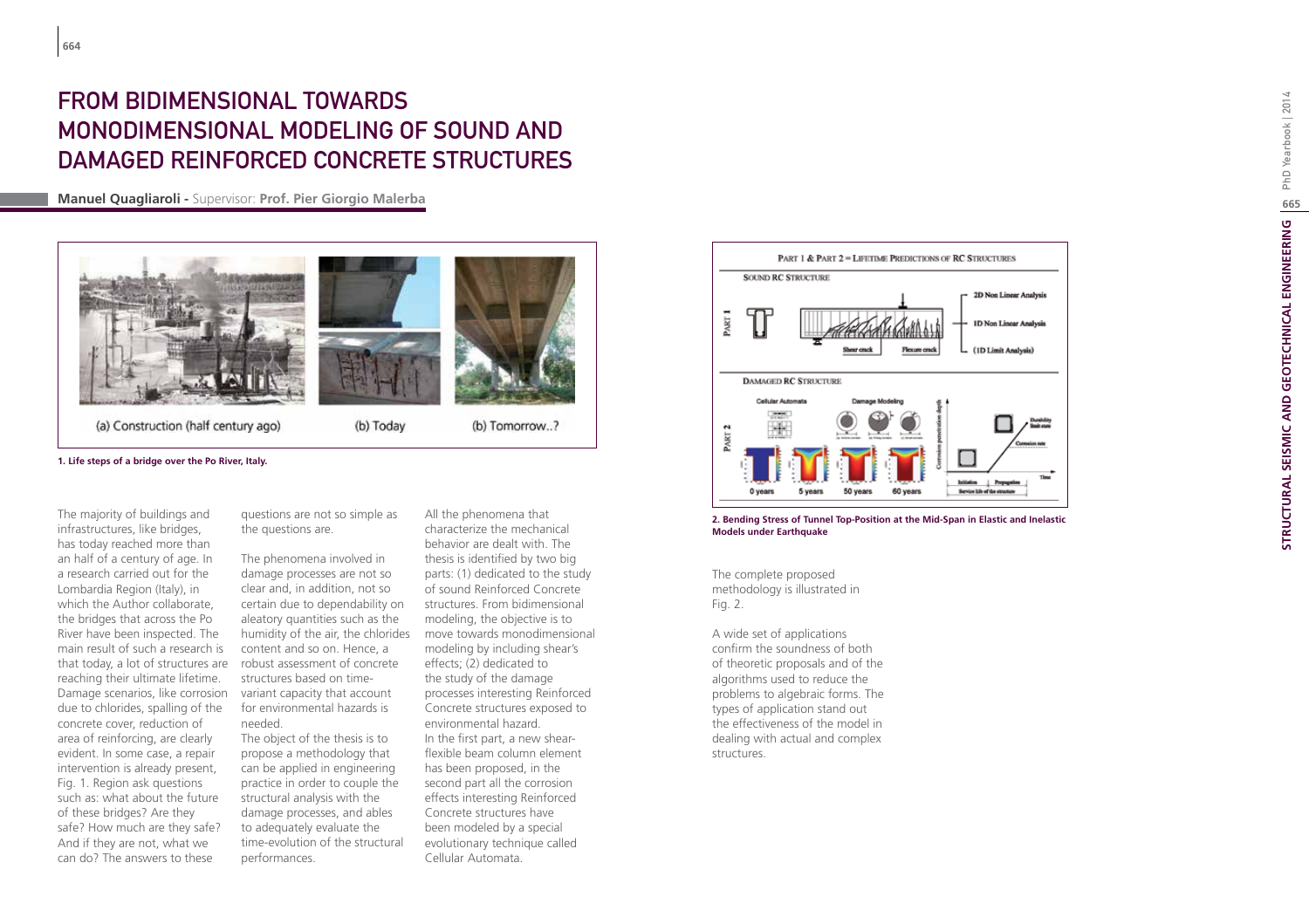# FROM BIDIMENSIONAL TOWARDS MONODIMENSIONAL MODELING OF SOUND AND DAMAGED REINFORCED CONCRETE STRUCTURES

**Manuel Quagliaroli -** Supervisor: **Prof. Pier Giorgio Malerba**

**1. Life steps of a bridge over the Po River, Italy.**

The majority of buildings and infrastructures, like bridges, has today reached more than an half of a century of age. In a research carried out for the Lombardia Region (Italy), in which the Author collaborate, the bridges that across the Po River have been inspected. The main result of such a research is that today, a lot of structures are reaching their ultimate lifetime. Damage scenarios, like corrosion due to chlorides, spalling of the concrete cover, reduction of area of reinforcing, are clearly evident. In some case, a repair intervention is already present, Fig. 1. Region ask questions such as: what about the future of these bridges? Are they safe? How much are they safe? And if they are not, what we can do? The answers to these questions are not so simple as the questions are.

The phenomena involved in damage processes are not so clear and, in addition, not so certain due to dependability on aleatory quantities such as the humidity of the air, the chlorides content and so on. Hence, a robust assessment of concrete structures based on time-variant capacity that account for environmental hazards is needed.

The object of the thesis is to propose a methodology that can be applied in engineering practice in order to couple the structural analysis with the damage processes, and ables to adequately evaluate the time-evolution of the structural performances.

All the phenomena that characterize the mechanical behavior are dealt with. The thesis is identified by two big parts: (1) dedicated to the study of sound Reinforced Concrete structures. From bidimensional modeling, the objective is to move towards monodimensional modeling by including shear's effects; (2) dedicated to the study of the damage processes interesting Reinforced Concrete structures exposed to environmental hazard.

In the first part, a new shear-flexible beam column element has been proposed, in the second part all the corrosion effects interesting Reinforced Concrete structures have been modeled by a special evolutionary technique called Cellular Automata.

**2. Bending Stress of Tunnel Top-Position at the Mid-Span in Elastic and Inelastic Models under Earthquake**

The complete proposed methodology is illustrated in Fig. 2.

A wide set of applications confirm the soundness of both of theoretic proposals and of the algorithms used to reduce the problems to algebraic forms. The types of application stand out the effectiveness of the model in dealing with actual and complex structures.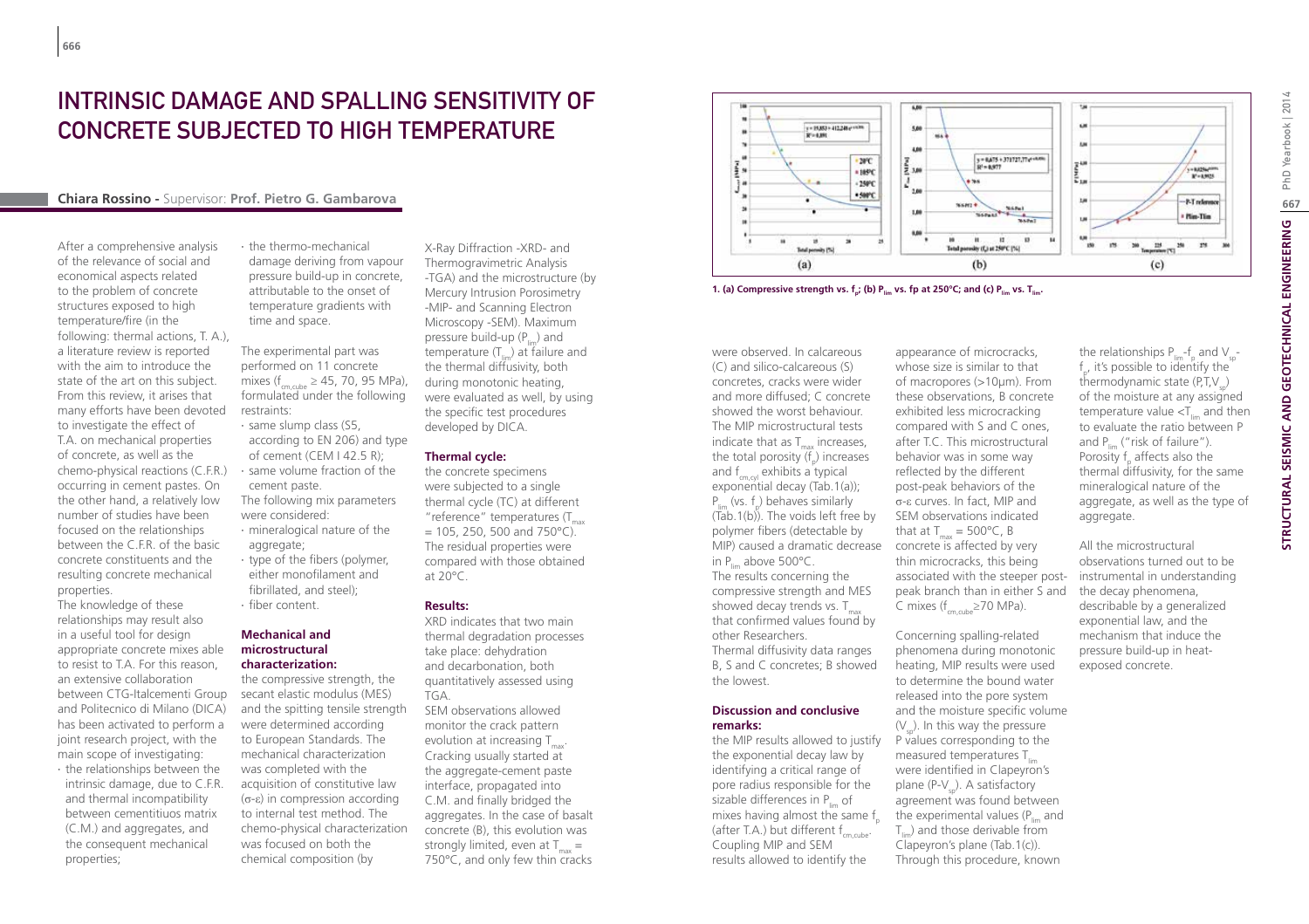# INTRINSIC DAMAGE AND SPALLING SENSITIVITY OF CONCRETE SUBJECTED TO HIGH TEMPERATURE

**Chiara Rossino -** Supervisor: **Prof. Pietro G. Gambarova**

After a comprehensive analysis of the relevance of social and economical aspects related to the problem of concrete structures exposed to high temperature/fire (in the following: thermal actions, T. A.), a literature review is reported with the aim to introduce the state of the art on this subject. From this review, it arises that many efforts have been devoted to investigate the effect of T.A. on mechanical properties of concrete, as well as the chemo-physical reactions (C.F.R.) occurring in cement pastes. On the other hand, a relatively low number of studies have been focused on the relationships between the C.F.R. of the basic concrete constituents and the resulting concrete mechanical properties.

The knowledge of these relationships may result also in a useful tool for design appropriate concrete mixes able to resist to T.A. For this reason, an extensive collaboration between CTG-Italcementi Group and Politecnico di Milano (DICA) has been activated to perform a joint research project, with the main scope of investigating:

- the relationships between the intrinsic damage, due to C.F.R. and thermal incompatibility between cementitiuos matrix (C.M.) and aggregates, and the consequent mechanical properties;
- the thermo-mechanical damage deriving from vapour pressure build-up in concrete, attributable to the onset of temperature gradients with time and space.

The experimental part was performed on 11 concrete mixes ($f_{cm,cube} \geq 45$, 70, 95 MPa), formulated under the following restraints:

- same slump class (S5, according to EN 206) and type of cement (CEM I 42.5 R);
- same volume fraction of the cement paste.

The following mix parameters were considered:

- mineralogical nature of the aggregate;
- type of the fibers (polymer, either monofilament and fibrillated, and steel);
- fiber content.

### Mechanical and microstructural characterization:

the compressive strength, the secant elastic modulus (MES) and the spitting tensile strength were determined according to European Standards. The mechanical characterization was completed with the acquisition of constitutive law (σ-ε) in compression according to internal test method. The chemo-physical characterization was focused on both the chemical composition (by X-Ray Diffraction -XRD- and Thermogravimetric Analysis -TGA) and the microstructure (by Mercury Intrusion Porosimetry -MIP- and Scanning Electron Microscopy -SEM). Maximum pressure build-up ($P_{lim}$) and temperature ($T_{lim}$) at failure and the thermal diffusivity, both during monotonic heating, were evaluated as well, by using the specific test procedures developed by DICA.

### Thermal cycle:

the concrete specimens were subjected to a single thermal cycle (TC) at different "reference" temperatures ($T_{max}$ = 105, 250, 500 and 750°C). The residual properties were compared with those obtained at 20°C.

### Results:

XRD indicates that two main thermal degradation processes take place: dehydration and decarbonation, both quantitatively assessed using TGA.

SEM observations allowed monitor the crack pattern evolution at increasing $T_{max}$. Cracking usually started at the aggregate-cement paste interface, propagated into C.M. and finally bridged the aggregates. In the case of basalt concrete (B), this evolution was strongly limited, even at $T_{max}$ = 750°C, and only few thin cracks were observed. In calcareous (C) and silico-calcareous (S) concretes, cracks were wider and more diffused; C concrete showed the worst behaviour. The MIP microstructural tests indicate that as $T_{max}$ increases, the total porosity ($f_p$) increases and $f_{cm,cyl}$ exhibits a typical exponential decay (Tab.1(a)); $P_{lim}$ (vs. $f_p$) behaves similarly (Tab.1(b)). The voids left free by polymer fibers (detectable by MIP) caused a dramatic decrease in $P_{lim}$ above 500°C.

The results concerning the compressive strength and MES showed decay trends vs. $T_{max}$ that confirmed values found by other Researchers.

Thermal diffusivity data ranges B, S and C concretes; B showed the lowest.

1. (a) Compressive strength vs. $f_p$; (b) $P_{lim}$ vs. fp at 250°C; and (c) $P_{lim}$ vs. $T_{lim}$.

### Discussion and conclusive remarks:

the MIP results allowed to justify the exponential decay law by identifying a critical range of pore radius responsible for the sizable differences in $P_{lim}$ of mixes having almost the same $f_p$ (after T.A.) but different $f_{cm,cube}$. Coupling MIP and SEM results allowed to identify the appearance of microcracks, whose size is similar to that of macropores (>10μm). From these observations, B concrete exhibited less microcracking compared with S and C ones, after T.C. This microstructural behavior was in some way reflected by the different post-peak behaviors of the σ-ε curves. In fact, MIP and SEM observations indicated that at $T_{max}$ = 500°C, B concrete is affected by very thin microcracks, this being associated with the steeper post-peak branch than in either S and C mixes ($f_{cm,cube} \geq 70$ MPa).

Concerning spalling-related phenomena during monotonic heating, MIP results were used to determine the bound water released into the pore system and the moisture specific volume ($V_{sp}$). In this way the pressure P values corresponding to the measured temperatures $T_{lim}$ were identified in Clapeyron's plane (P-$V_{sp}$). A satisfactory agreement was found between the experimental values ($P_{lim}$ and $T_{lim}$) and those derivable from Clapeyron's plane (Tab.1(c)). Through this procedure, known the relationships $P_{lim}$-$f_p$ and $V_{sp}$-$f_p$, it's possible to identify the thermodynamic state (P,T,$V_{sp}$) of the moisture at any assigned temperature value <$T_{lim}$ and then to evaluate the ratio between P and $P_{lim}$ ("risk of failure"). Porosity $f_p$ affects also the thermal diffusivity, for the same mineralogical nature of the aggregate, as well as the type of aggregate.

All the microstructural observations turned out to be instrumental in understanding the decay phenomena, describable by a generalized exponential law, and the mechanism that induce the pressure build-up in heat-exposed concrete.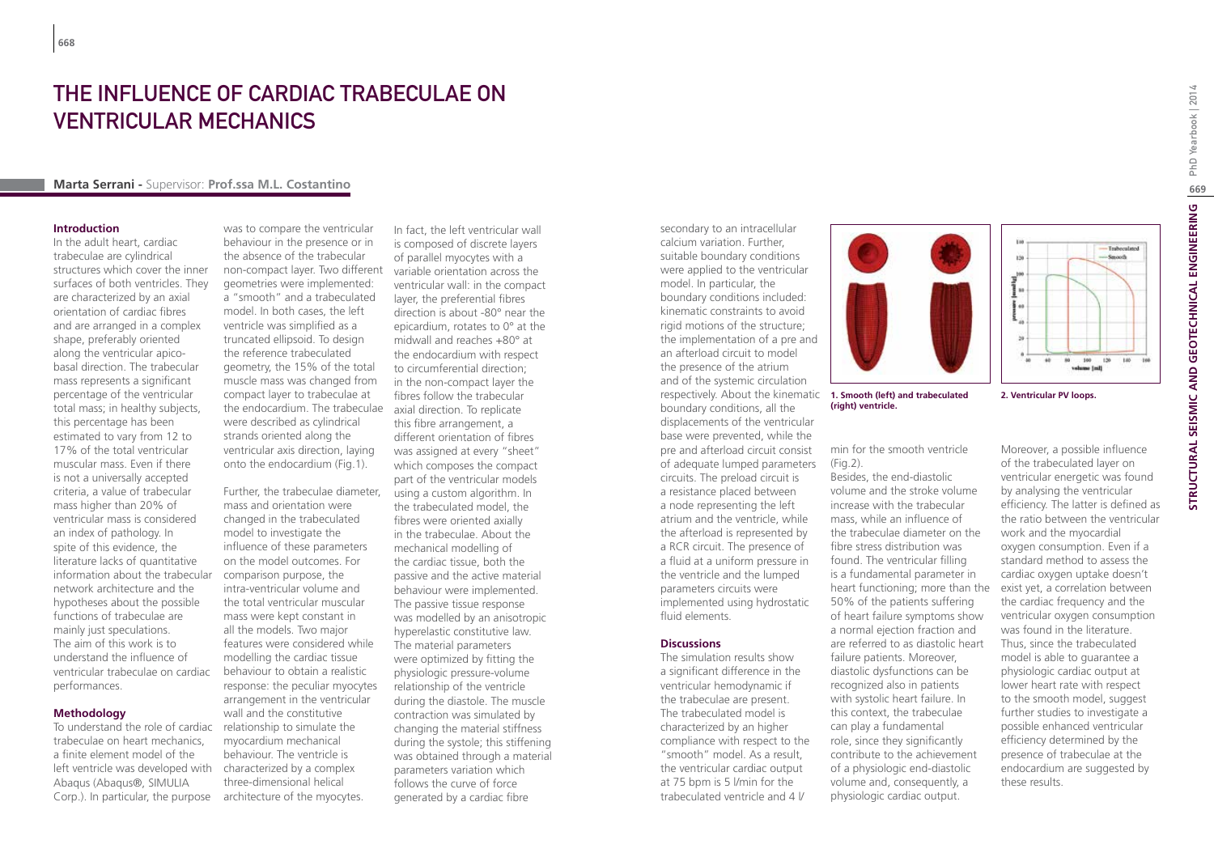# The Influence of Cardiac Trabeculae on Ventricular Mechanics

**Marta Serrani** - Supervisor: **Prof.ssa M.L. Costantino**

## Introduction

In the adult heart, cardiac trabeculae are cylindrical structures which cover the inner surfaces of both ventricles. They are characterized by an axial orientation of cardiac fibres and are arranged in a complex shape, preferably oriented along the ventricular apico-basal direction. The trabecular mass represents a significant percentage of the ventricular total mass; in healthy subjects, this percentage has been estimated to vary from 12 to 17% of the total ventricular muscular mass. Even if there is not a universally accepted criteria, a value of trabecular mass higher than 20% of ventricular mass is considered an index of pathology. In spite of this evidence, the literature lacks of quantitative information about the trabecular network architecture and the hypotheses about the possible functions of trabeculae are mainly just speculations. The aim of this work is to understand the influence of ventricular trabeculae on cardiac performances.

## Methodology

To understand the role of cardiac trabeculae on heart mechanics, a finite element model of the left ventricle was developed with Abaqus (Abaqus®, SIMULIA Corp.). In particular, the purpose was to compare the ventricular behaviour in the presence or in the absence of the trabecular non-compact layer. Two different geometries were implemented: a "smooth" and a trabeculated model. In both cases, the left ventricle was simplified as a truncated ellipsoid. To design the reference trabeculated geometry, the 15% of the total muscle mass was changed from compact layer to trabeculae at the endocardium. The trabeculae were described as cylindrical strands oriented along the ventricular axis direction, laying onto the endocardium (Fig.1).

Further, the trabeculae diameter, mass and orientation were changed in the trabeculated model to investigate the influence of these parameters on the model outcomes. For comparison purpose, the intra-ventricular volume and the total ventricular muscular mass were kept constant in all the models. Two major features were considered while modelling the cardiac tissue behaviour to obtain a realistic response: the peculiar myocytes arrangement in the ventricular wall and the constitutive relationship to simulate the myocardium mechanical behaviour. The ventricle is characterized by a complex three-dimensional helical architecture of the myocytes. In fact, the left ventricular wall is composed of discrete layers of parallel myocytes with a variable orientation across the ventricular wall: in the compact layer, the preferential fibres direction is about -80° near the epicardium, rotates to 0° at the midwall and reaches +80° at the endocardium with respect to circumferential direction; in the non-compact layer the fibres follow the trabecular axial direction. To replicate this fibre arrangement, a different orientation of fibres was assigned at every "sheet" which composes the compact part of the ventricular models using a custom algorithm. In the trabeculated model, the fibres were oriented axially in the trabeculae. About the mechanical modelling of the cardiac tissue, both the passive and the active material behaviour were implemented. The passive tissue response was modelled by an anisotropic hyperelastic constitutive law. The material parameters were optimized by fitting the physiologic pressure-volume relationship of the ventricle during the diastole. The muscle contraction was simulated by changing the material stiffness during the systole; this stiffening was obtained through a material parameters variation which follows the curve of force generated by a cardiac fibre secondary to an intracellular calcium variation. Further, suitable boundary conditions were applied to the ventricular model. In particular, the boundary conditions included: kinematic constraints to avoid rigid motions of the structure; the implementation of a pre and an afterload circuit to model the presence of the atrium and of the systemic circulation respectively. About the kinematic boundary conditions, all the displacements of the ventricular base were prevented, while the pre and afterload circuit consist of adequate lumped parameters circuits. The preload circuit is a resistance placed between a node representing the left atrium and the ventricle, while the afterload is represented by a RCR circuit. The presence of a fluid at a uniform pressure in the ventricle and the lumped parameters circuits were implemented using hydrostatic fluid elements.

## Discussions

The simulation results show a significant difference in the ventricular hemodynamic if the trabeculae are present. The trabeculated model is characterized by an higher compliance with respect to the "smooth" model. As a result, the ventricular cardiac output at 75 bpm is 5 l/min for the trabeculated ventricle and 4 l/min for the smooth ventricle (Fig.2).

**1. Smooth (left) and trabeculated (right) ventricle.**

**2. Ventricular PV loops.**

Besides, the end-diastolic volume and the stroke volume increase with the trabecular mass, while an influence of the trabeculae diameter on the fibre stress distribution was found. The ventricular filling is a fundamental parameter in heart functioning; more than the 50% of the patients suffering of heart failure symptoms show a normal ejection fraction and are referred to as diastolic heart failure patients. Moreover, diastolic dysfunctions can be recognized also in patients with systolic heart failure. In this context, the trabeculae can play a fundamental role, since they significantly contribute to the achievement of a physiologic end-diastolic volume and, consequently, a physiologic cardiac output.

Moreover, a possible influence of the trabeculated layer on ventricular energetic was found by analysing the ventricular efficiency. The latter is defined as the ratio between the ventricular work and the myocardial oxygen consumption. Even if a standard method to assess the cardiac oxygen uptake doesn't exist yet, a correlation between the cardiac frequency and the ventricular oxygen consumption was found in the literature. Thus, since the trabeculated model is able to guarantee a physiologic cardiac output at lower heart rate with respect to the smooth model, suggest further studies to investigate a possible enhanced ventricular efficiency determined by the presence of trabeculae at the endocardium are suggested by these results.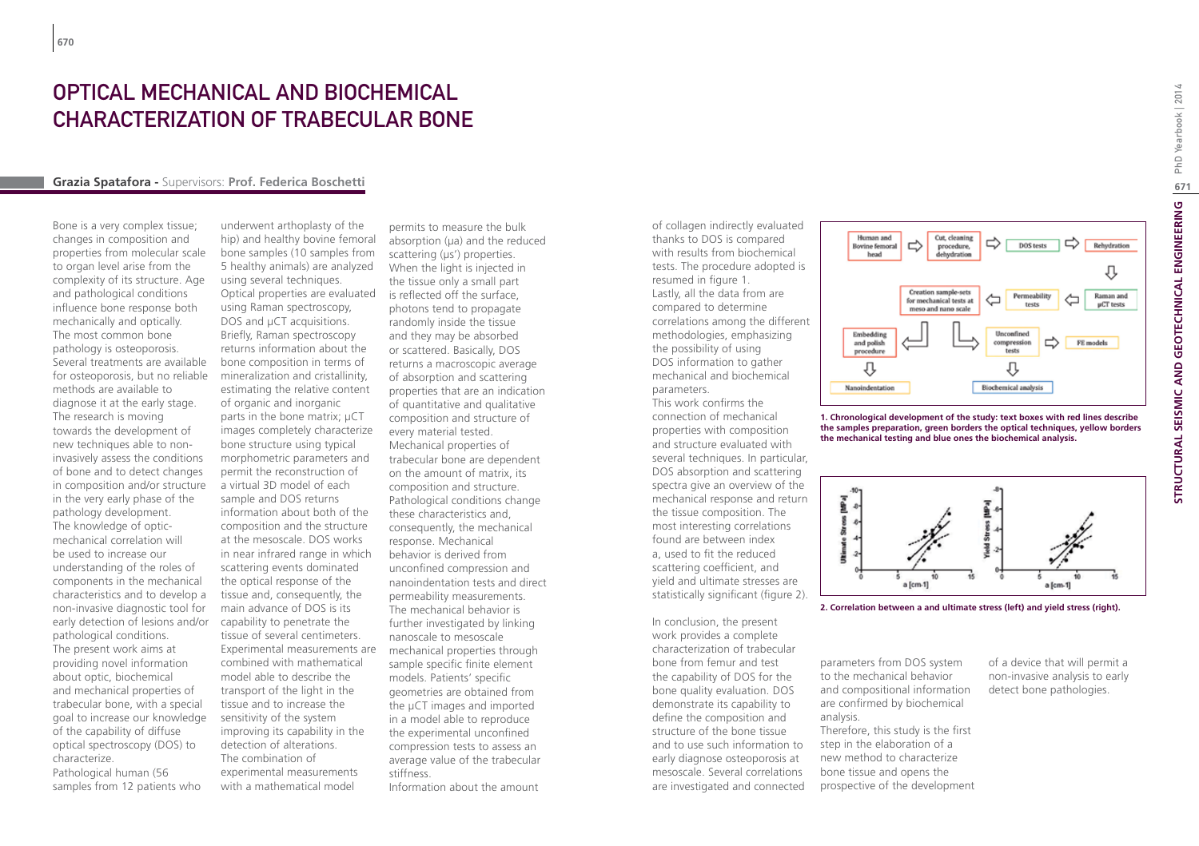# OPTICAL MECHANICAL AND BIOCHEMICAL CHARACTERIZATION OF TRABECULAR BONE

**Grazia Spatafora -** Supervisors: **Prof. Federica Boschetti**

Bone is a very complex tissue; changes in composition and properties from molecular scale to organ level arise from the complexity of its structure. Age and pathological conditions influence bone response both mechanically and optically. The most common bone pathology is osteoporosis. Several treatments are available for osteoporosis, but no reliable methods are available to diagnose it at the early stage. The research is moving towards the development of new techniques able to non-invasively assess the conditions of bone and to detect changes in composition and/or structure in the very early phase of the pathology development. The knowledge of optic-mechanical correlation will be used to increase our understanding of the roles of components in the mechanical characteristics and to develop a non-invasive diagnostic tool for early detection of lesions and/or pathological conditions.

The present work aims at providing novel information about optic, biochemical and mechanical properties of trabecular bone, with a special goal to increase our knowledge of the capability of diffuse optical spectroscopy (DOS) to characterize.

Pathological human (56 samples from 12 patients who underwent arthoplasty of the hip) and healthy bovine femoral bone samples (10 samples from 5 healthy animals) are analyzed using several techniques. Optical properties are evaluated using Raman spectroscopy, DOS and µCT acquisitions. Briefly, Raman spectroscopy returns information about the bone composition in terms of mineralization and cristallinity, estimating the relative content of organic and inorganic parts in the bone matrix; µCT images completely characterize bone structure using typical morphometric parameters and permit the reconstruction of a virtual 3D model of each sample and DOS returns information about both of the composition and the structure at the mesoscale. DOS works in near infrared range in which scattering events dominated the optical response of the tissue and, consequently, the main advance of DOS is its capability to penetrate the tissue of several centimeters. Experimental measurements are combined with mathematical model able to describe the transport of the light in the tissue and to increase the sensitivity of the system improving its capability in the detection of alterations. The combination of experimental measurements with a mathematical model permits to measure the bulk absorption (µa) and the reduced scattering (µs') properties. When the light is injected in the tissue only a small part is reflected off the surface, photons tend to propagate randomly inside the tissue and they may be absorbed or scattered. Basically, DOS returns a macroscopic average of absorption and scattering properties that are an indication of quantitative and qualitative composition and structure of every material tested.

Mechanical properties of trabecular bone are dependent on the amount of matrix, its composition and structure. Pathological conditions change these characteristics and, consequently, the mechanical response. Mechanical behavior is derived from unconfined compression and nanoindentation tests and direct permeability measurements. The mechanical behavior is further investigated by linking nanoscale to mesoscale mechanical properties through sample specific finite element models. Patients' specific geometries are obtained from the µCT images and imported in a model able to reproduce the experimental unconfined compression tests to assess an average value of the trabecular stiffness.

Information about the amount of collagen indirectly evaluated thanks to DOS is compared with results from biochemical tests. The procedure adopted is resumed in figure 1.

Lastly, all the data from are compared to determine correlations among the different methodologies, emphasizing the possibility of using DOS information to gather mechanical and biochemical parameters.

This work confirms the connection of mechanical properties with composition and structure evaluated with several techniques. In particular, DOS absorption and scattering spectra give an overview of the mechanical response and return the tissue composition. The most interesting correlations found are between index a, used to fit the reduced scattering coefficient, and yield and ultimate stresses are statistically significant (figure 2).

In conclusion, the present work provides a complete characterization of trabecular bone from femur and test the capability of DOS for the bone quality evaluation. DOS demonstrate its capability to define the composition and structure of the bone tissue and to use such information to early diagnose osteoporosis at mesoscale. Several correlations are investigated and connected parameters from DOS system to the mechanical behavior and compositional information are confirmed by biochemical analysis.

Therefore, this study is the first step in the elaboration of a new method to characterize bone tissue and opens the prospective of the development of a device that will permit a non-invasive analysis to early detect bone pathologies.

**1. Chronological development of the study: text boxes with red lines describe the samples preparation, green borders the optical techniques, yellow borders the mechanical testing and blue ones the biochemical analysis.**

**2. Correlation between a and ultimate stress (left) and yield stress (right).**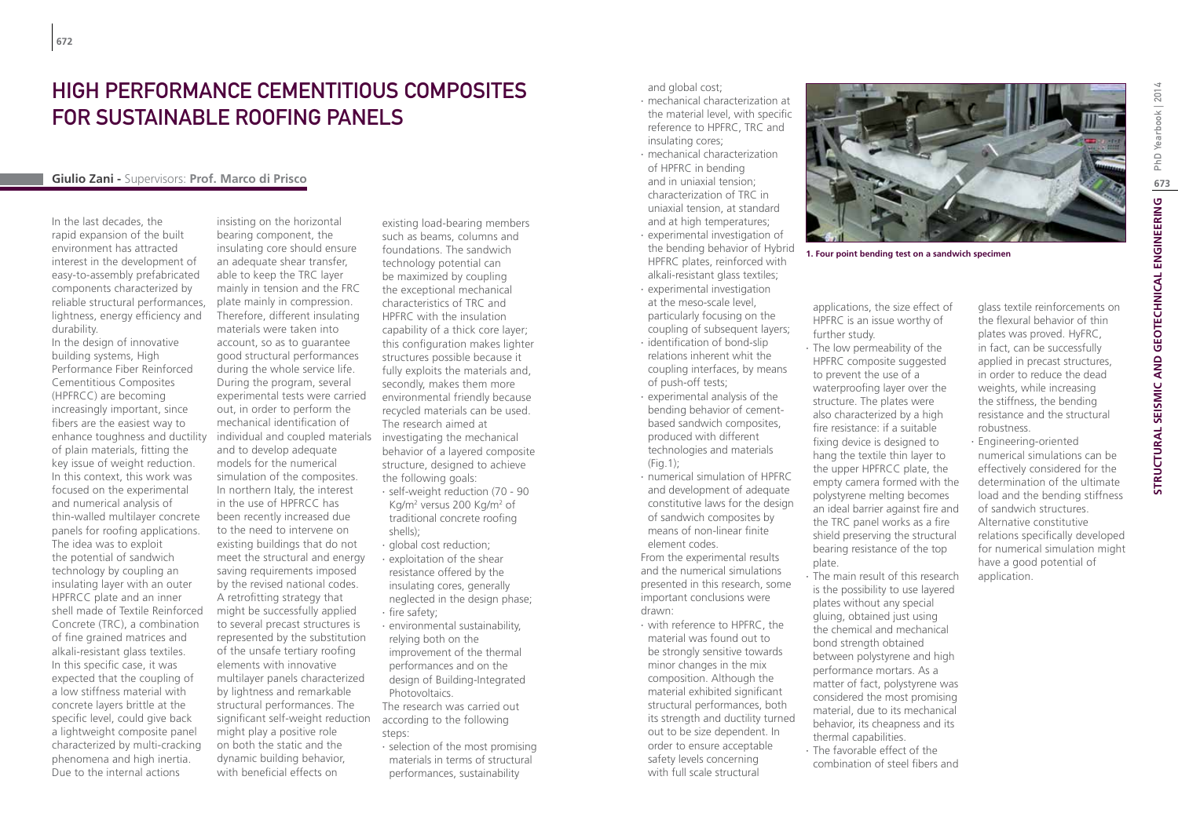# HIGH PERFORMANCE CEMENTITIOUS COMPOSITES FOR SUSTAINABLE ROOFING PANELS

**Giulio Zani -** Supervisors: **Prof. Marco di Prisco**

In the last decades, the rapid expansion of the built environment has attracted interest in the development of easy-to-assembly prefabricated components characterized by reliable structural performances, lightness, energy efficiency and durability.

In the design of innovative building systems, High Performance Fiber Reinforced Cementitious Composites (HPFRCC) are becoming increasingly important, since fibers are the easiest way to enhance toughness and ductility of plain materials, fitting the key issue of weight reduction. In this context, this work was focused on the experimental and numerical analysis of thin-walled multilayer concrete panels for roofing applications. The idea was to exploit the potential of sandwich technology by coupling an insulating layer with an outer HPFRCC plate and an inner shell made of Textile Reinforced Concrete (TRC), a combination of fine grained matrices and alkali-resistant glass textiles. In this specific case, it was expected that the coupling of a low stiffness material with concrete layers brittle at the specific level, could give back a lightweight composite panel characterized by multi-cracking phenomena and high inertia. Due to the internal actions insisting on the horizontal bearing component, the insulating core should ensure an adequate shear transfer, able to keep the TRC layer mainly in tension and the FRC plate mainly in compression. Therefore, different insulating materials were taken into account, so as to guarantee good structural performances during the whole service life. During the program, several experimental tests were carried out, in order to perform the mechanical identification of individual and coupled materials and to develop adequate models for the numerical simulation of the composites. In northern Italy, the interest in the use of HPFRCC has been recently increased due to the need to intervene on existing buildings that do not meet the structural and energy saving requirements imposed by the revised national codes. A retrofitting strategy that might be successfully applied to several precast structures is represented by the substitution of the unsafe tertiary roofing elements with innovative multilayer panels characterized by lightness and remarkable structural performances. The significant self-weight reduction might play a positive role on both the static and the dynamic building behavior, with beneficial effects on existing load-bearing members such as beams, columns and foundations. The sandwich technology potential can be maximized by coupling the exceptional mechanical characteristics of TRC and HPFRC with the insulation capability of a thick core layer; this configuration makes lighter structures possible because it fully exploits the materials and, secondly, makes them more environmental friendly because recycled materials can be used. The research aimed at investigating the mechanical behavior of a layered composite structure, designed to achieve the following goals:

- self-weight reduction (70 - 90 Kg/m² versus 200 Kg/m² of traditional concrete roofing shells);
- global cost reduction;
- exploitation of the shear resistance offered by the insulating cores, generally neglected in the design phase;
- fire safety;
- environmental sustainability, relying both on the improvement of the thermal performances and on the design of Building-Integrated Photovoltaics.

The research was carried out according to the following steps:

- selection of the most promising materials in terms of structural performances, sustainability and global cost;
- mechanical characterization at the material level, with specific reference to HPFRC, TRC and insulating cores;
- mechanical characterization of HPFRC in bending and in uniaxial tension; characterization of TRC in uniaxial tension, at standard and at high temperatures;
- experimental investigation of the bending behavior of Hybrid HPFRC plates, reinforced with alkali-resistant glass textiles;
- experimental investigation at the meso-scale level, particularly focusing on the coupling of subsequent layers;
- identification of bond-slip relations inherent whit the coupling interfaces, by means of push-off tests;
- experimental analysis of the bending behavior of cement-based sandwich composites, produced with different technologies and materials (Fig.1);
- numerical simulation of HPFRC and development of adequate constitutive laws for the design of sandwich composites by means of non-linear finite element codes.

From the experimental results and the numerical simulations presented in this research, some important conclusions were drawn:

- with reference to HPFRC, the material was found out to be strongly sensitive towards minor changes in the mix composition. Although the material exhibited significant structural performances, both its strength and ductility turned out to be size dependent. In order to ensure acceptable safety levels concerning with full scale structural applications, the size effect of HPFRC is an issue worthy of further study.
- The low permeability of the HPFRC composite suggested to prevent the use of a waterproofing layer over the structure. The plates were also characterized by a high fire resistance: if a suitable fixing device is designed to hang the textile thin layer to the upper HPFRCC plate, the empty camera formed with the polystyrene melting becomes an ideal barrier against fire and the TRC panel works as a fire shield preserving the structural bearing resistance of the top plate.
- The main result of this research is the possibility to use layered plates without any special gluing, obtained just using the chemical and mechanical bond strength obtained between polystyrene and high performance mortars. As a matter of fact, polystyrene was considered the most promising material, due to its mechanical behavior, its cheapness and its thermal capabilities.
- The favorable effect of the combination of steel fibers and glass textile reinforcements on the flexural behavior of thin plates was proved. HyFRC, in fact, can be successfully applied in precast structures, in order to reduce the dead weights, while increasing the stiffness, the bending resistance and the structural robustness.
- Engineering-oriented numerical simulations can be effectively considered for the determination of the ultimate load and the bending stiffness of sandwich structures. Alternative constitutive relations specifically developed for numerical simulation might have a good potential of application.

**1. Four point bending test on a sandwich specimen**